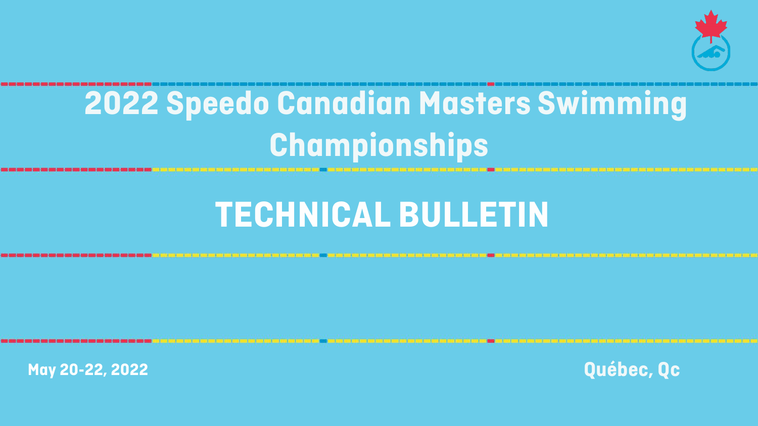# 2022 Speedo Canadian Masters Swimming Championships

# TECHNICAL BULLETIN

May 20-22, 2022

Québec, Qc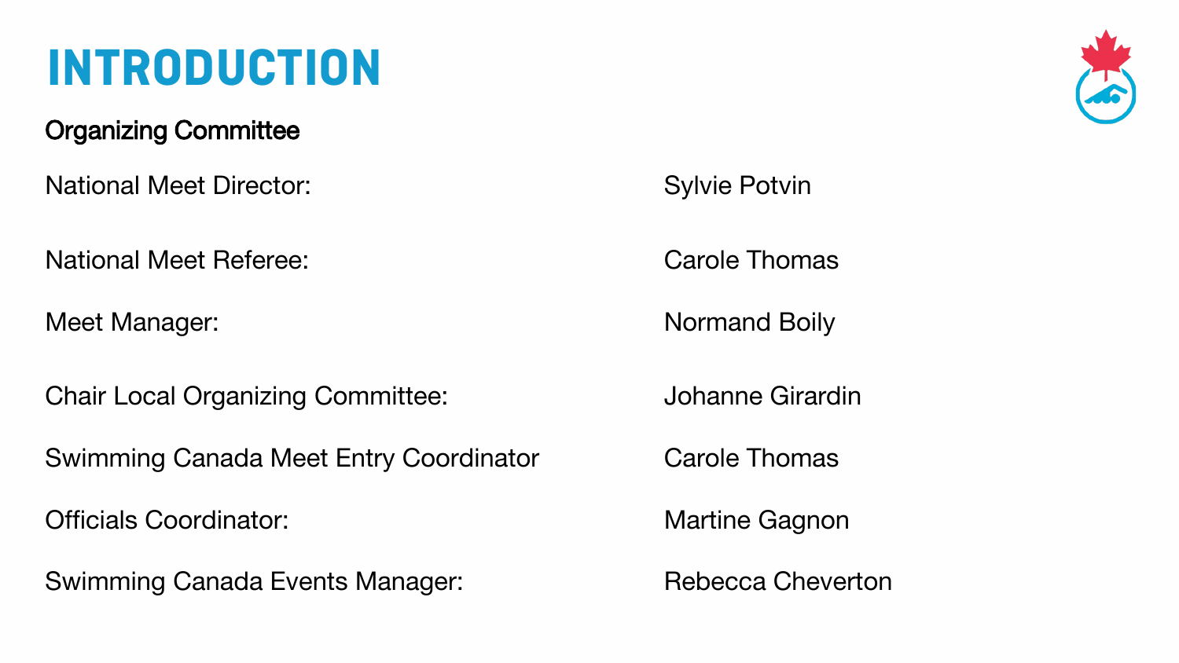# INTRODUCTION

**Organizing Committee**

| | |
|---|---|
| National Meet Director: | Sylvie Potvin |
| National Meet Referee: | Carole Thomas |
| Meet Manager: | Normand Boily |
| Chair Local Organizing Committee: | Johanne Girardin |
| Swimming Canada Meet Entry Coordinator | Carole Thomas |
| Officials Coordinator: | Martine Gagnon |
| Swimming Canada Events Manager: | Rebecca Cheverton |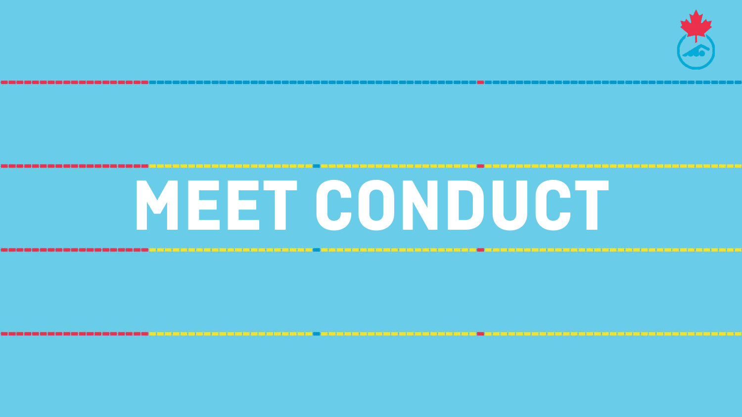# MEET CONDUCT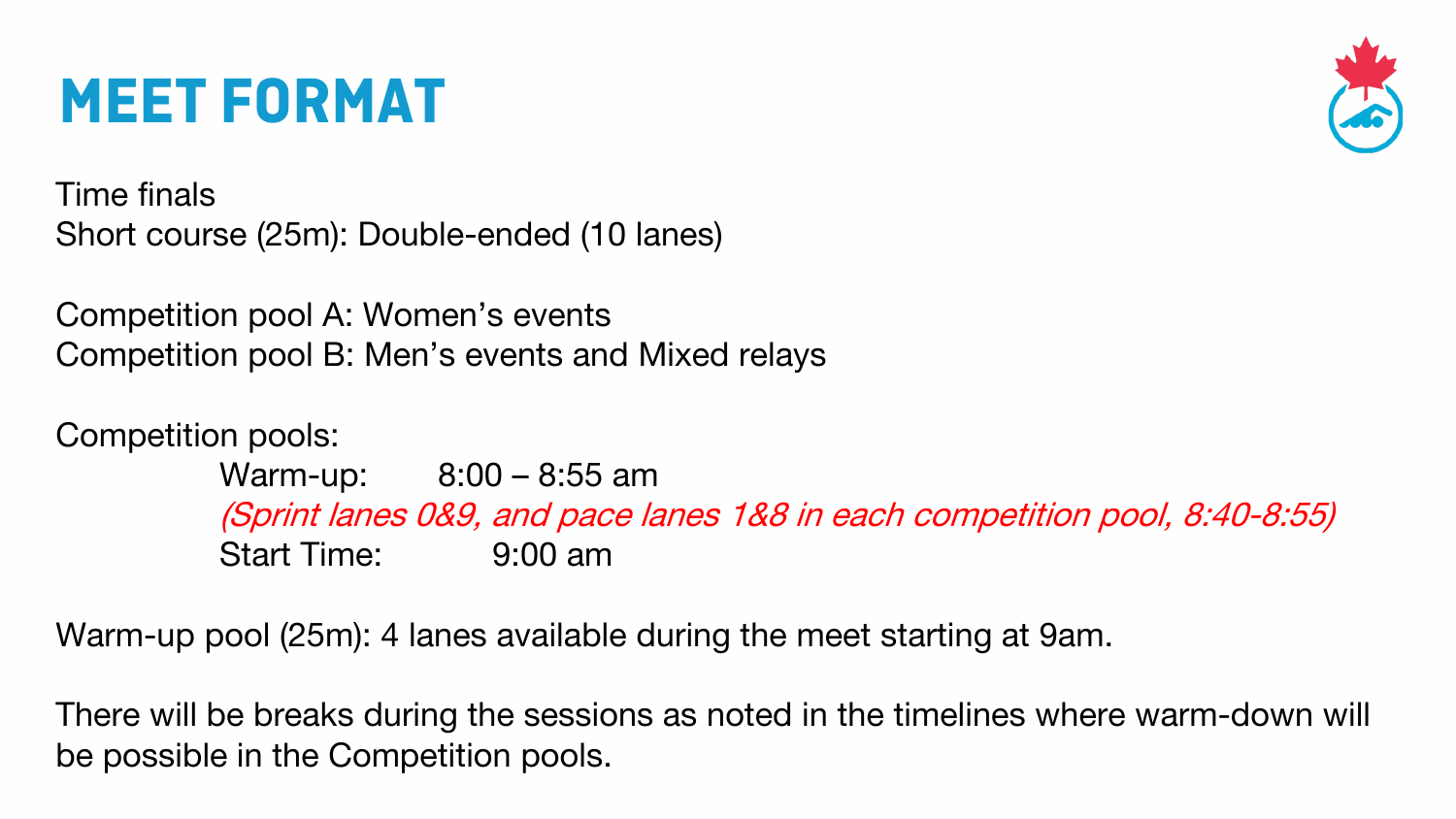# MEET FORMAT

Time finals
Short course (25m): Double-ended (10 lanes)

Competition pool A: Women's events
Competition pool B: Men's events and Mixed relays

Competition pools:

Warm-up: 8:00 – 8:55 am
*(Sprint lanes 0&9, and pace lanes 1&8 in each competition pool, 8:40-8:55)*
Start Time: 9:00 am

Warm-up pool (25m): 4 lanes available during the meet starting at 9am.

There will be breaks during the sessions as noted in the timelines where warm-down will be possible in the Competition pools.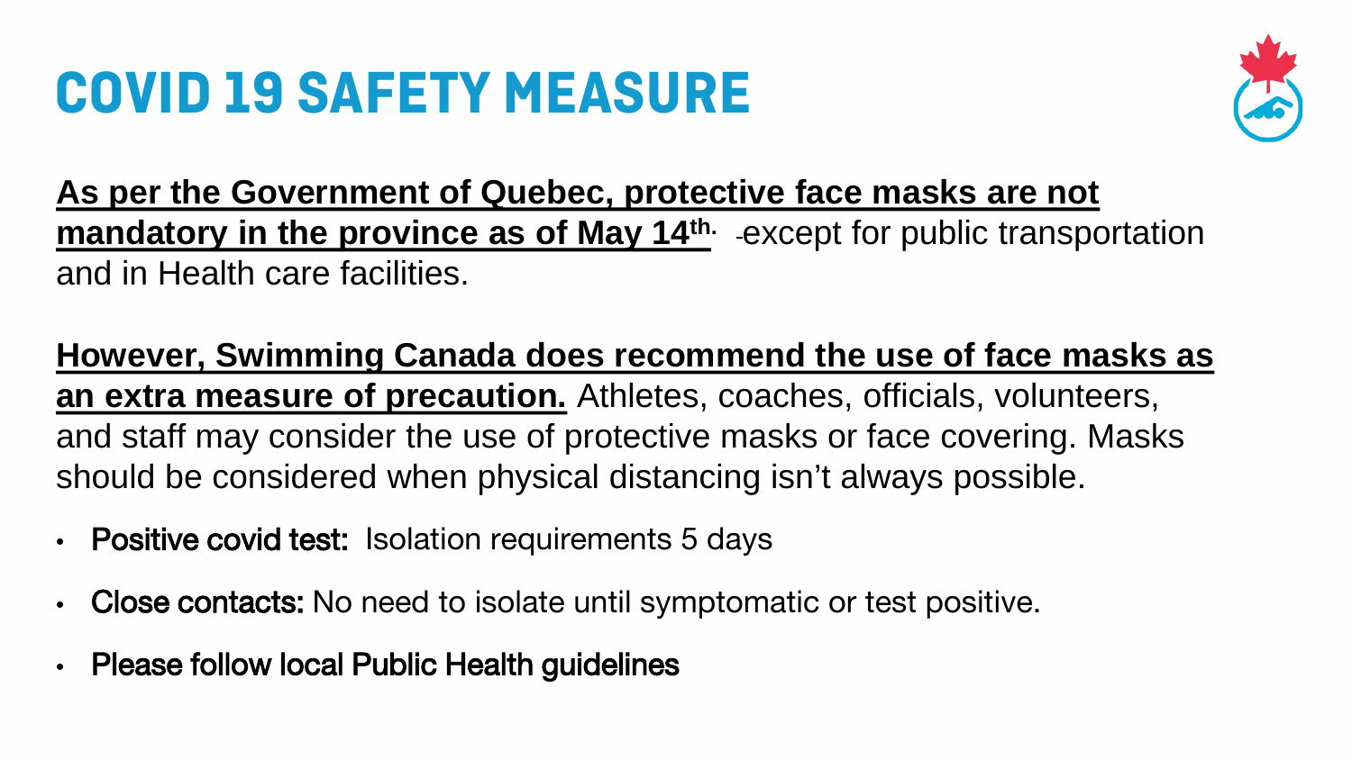# COVID 19 SAFETY MEASURE

**As per the Government of Quebec, protective face masks are not mandatory in the province as of May 14th.** -except for public transportation and in Health care facilities.

**However, Swimming Canada does recommend the use of face masks as an extra measure of precaution.** Athletes, coaches, officials, volunteers, and staff may consider the use of protective masks or face covering. Masks should be considered when physical distancing isn't always possible.

- **Positive covid test:** Isolation requirements 5 days
- **Close contacts:** No need to isolate until symptomatic or test positive.
- **Please follow local Public Health guidelines**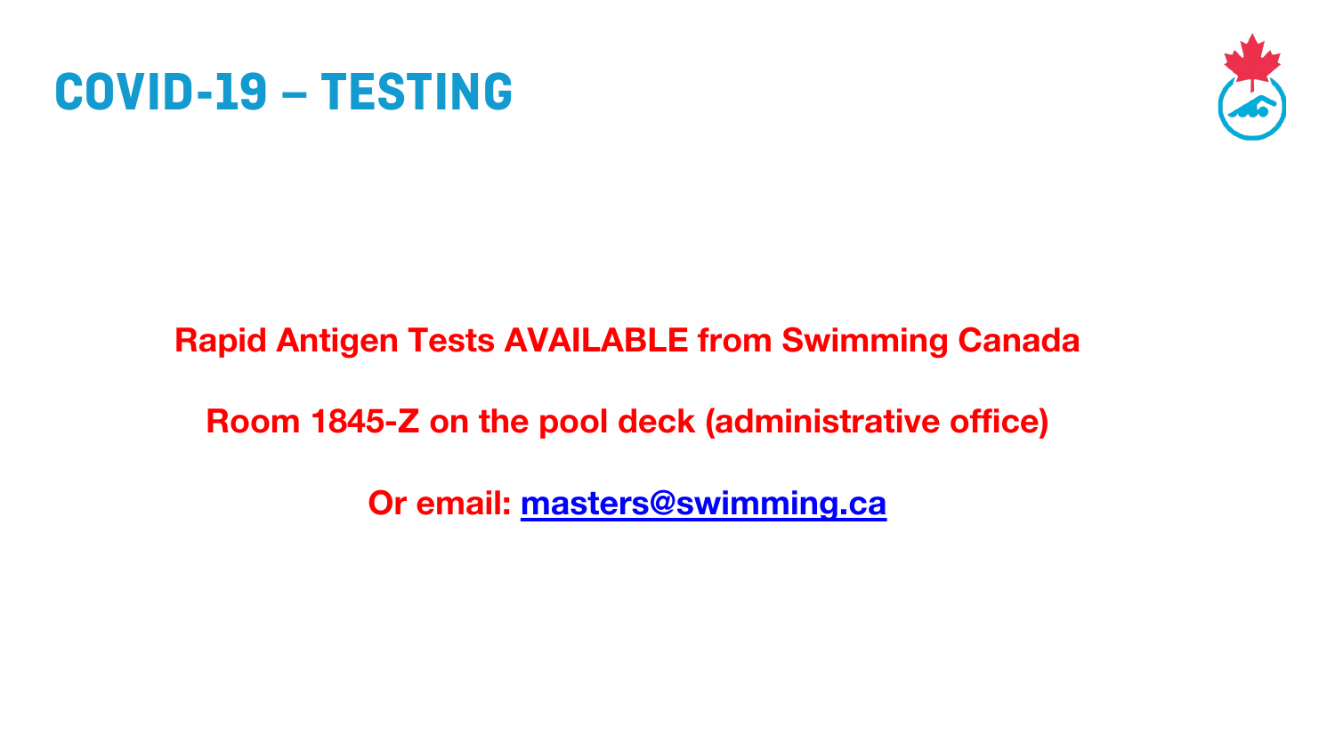# COVID-19 – TESTING

**Rapid Antigen Tests AVAILABLE from Swimming Canada**

**Room 1845-Z on the pool deck (administrative office)**

**Or email: masters@swimming.ca**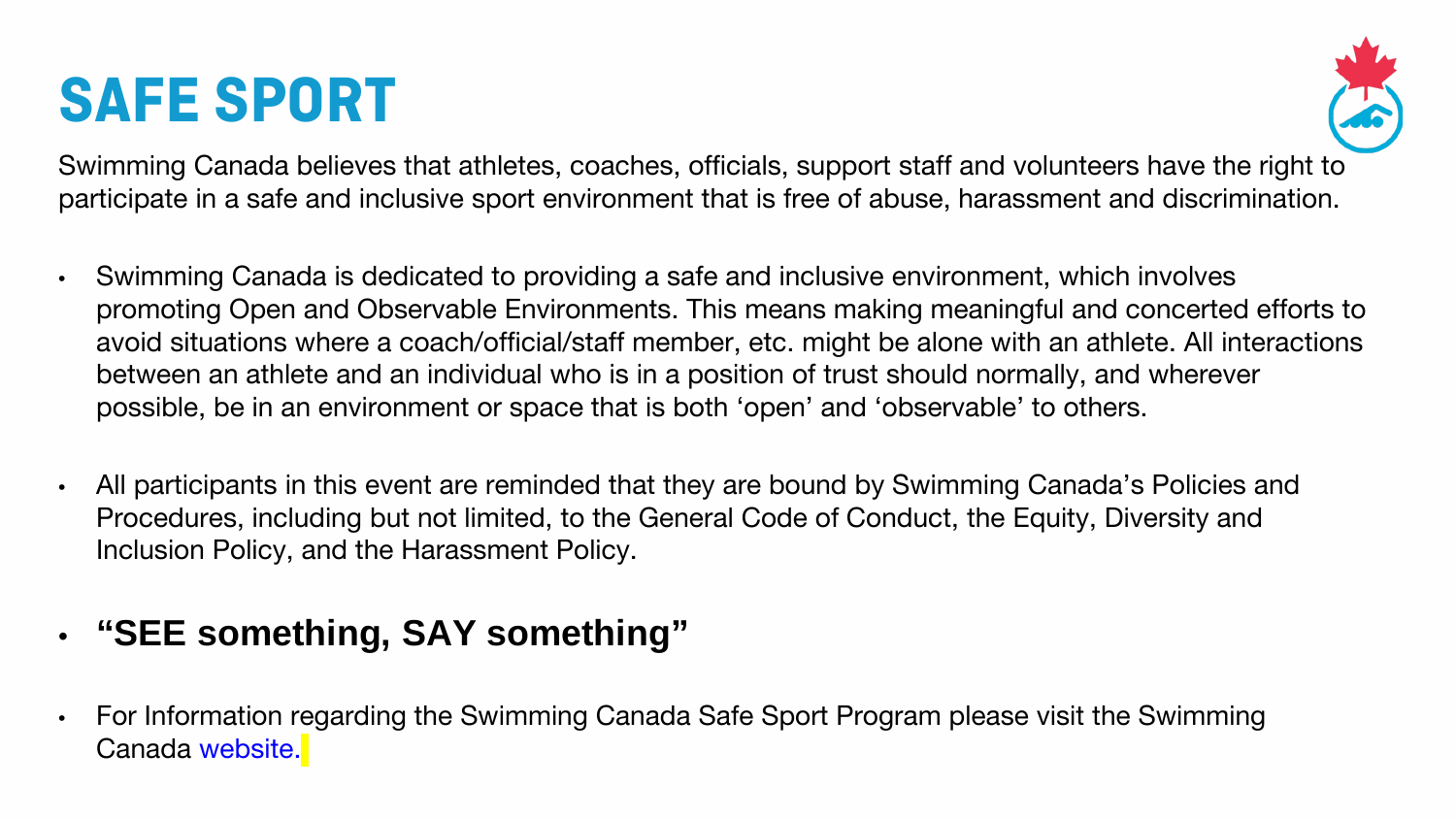# SAFE SPORT

Swimming Canada believes that athletes, coaches, officials, support staff and volunteers have the right to participate in a safe and inclusive sport environment that is free of abuse, harassment and discrimination.

- Swimming Canada is dedicated to providing a safe and inclusive environment, which involves promoting Open and Observable Environments. This means making meaningful and concerted efforts to avoid situations where a coach/official/staff member, etc. might be alone with an athlete. All interactions between an athlete and an individual who is in a position of trust should normally, and wherever possible, be in an environment or space that is both 'open' and 'observable' to others.
- All participants in this event are reminded that they are bound by Swimming Canada's Policies and Procedures, including but not limited, to the General Code of Conduct, the Equity, Diversity and Inclusion Policy, and the Harassment Policy.
- **"SEE something, SAY something"**
- For Information regarding the Swimming Canada Safe Sport Program please visit the Swimming Canada website.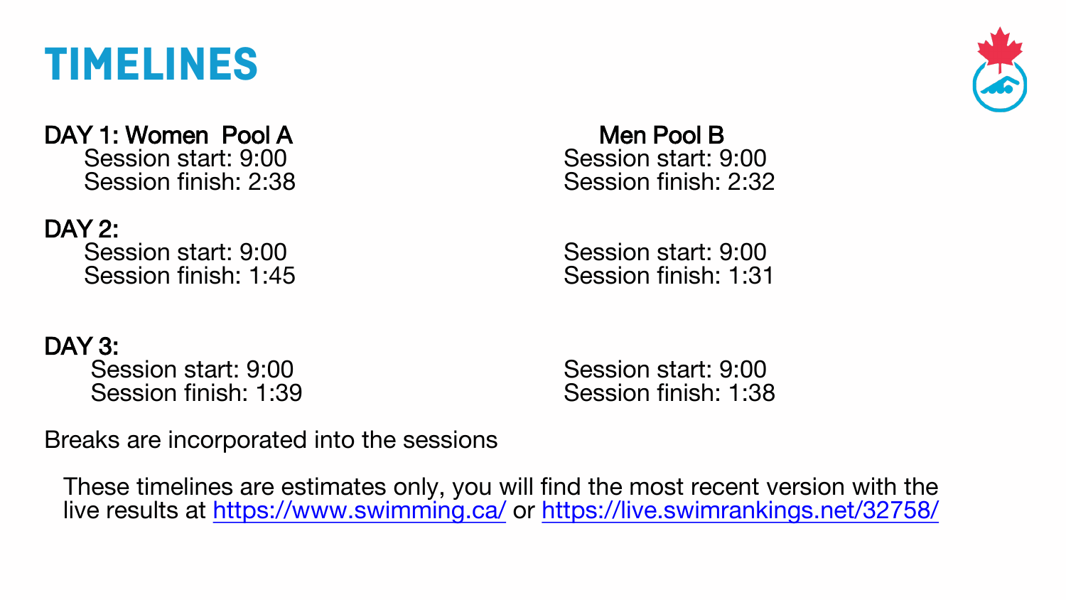# TIMELINES

| | Women Pool A | Men Pool B |
| --- | --- | --- |
| **DAY 1:** | Session start: 9:00<br>Session finish: 2:38 | Session start: 9:00<br>Session finish: 2:32 |
| **DAY 2:** | Session start: 9:00<br>Session finish: 1:45 | Session start: 9:00<br>Session finish: 1:31 |
| **DAY 3:** | Session start: 9:00<br>Session finish: 1:39 | Session start: 9:00<br>Session finish: 1:38 |

Breaks are incorporated into the sessions

These timelines are estimates only, you will find the most recent version with the live results at [https://www.swimming.ca/](https://www.swimming.ca/) or [https://live.swimrankings.net/32758/](https://live.swimrankings.net/32758/)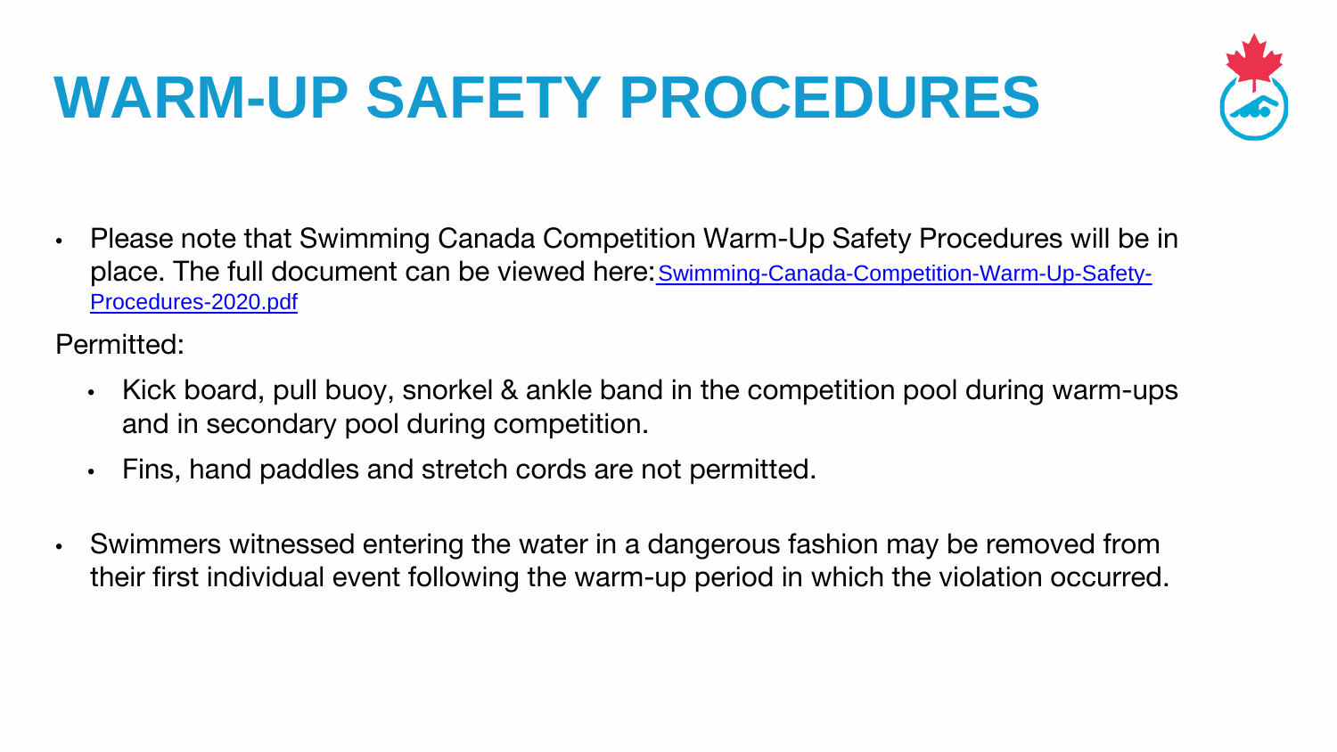# WARM-UP SAFETY PROCEDURES

- Please note that Swimming Canada Competition Warm-Up Safety Procedures will be in place. The full document can be viewed here: Swimming-Canada-Competition-Warm-Up-Safety-Procedures-2020.pdf

Permitted:

- Kick board, pull buoy, snorkel & ankle band in the competition pool during warm-ups and in secondary pool during competition.
- Fins, hand paddles and stretch cords are not permitted.

- Swimmers witnessed entering the water in a dangerous fashion may be removed from their first individual event following the warm-up period in which the violation occurred.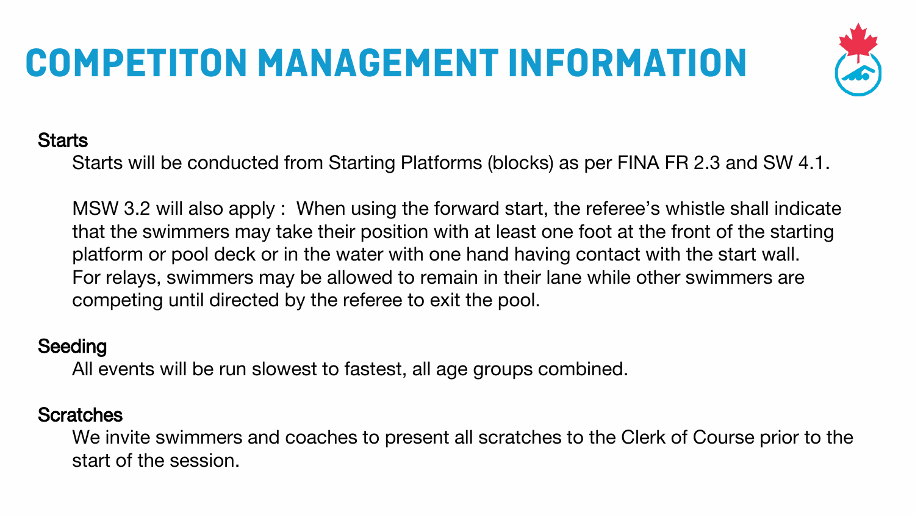# COMPETITON MANAGEMENT INFORMATION

## Starts

Starts will be conducted from Starting Platforms (blocks) as per FINA FR 2.3 and SW 4.1.

MSW 3.2 will also apply : When using the forward start, the referee's whistle shall indicate that the swimmers may take their position with at least one foot at the front of the starting platform or pool deck or in the water with one hand having contact with the start wall. For relays, swimmers may be allowed to remain in their lane while other swimmers are competing until directed by the referee to exit the pool.

## Seeding

All events will be run slowest to fastest, all age groups combined.

## Scratches

We invite swimmers and coaches to present all scratches to the Clerk of Course prior to the start of the session.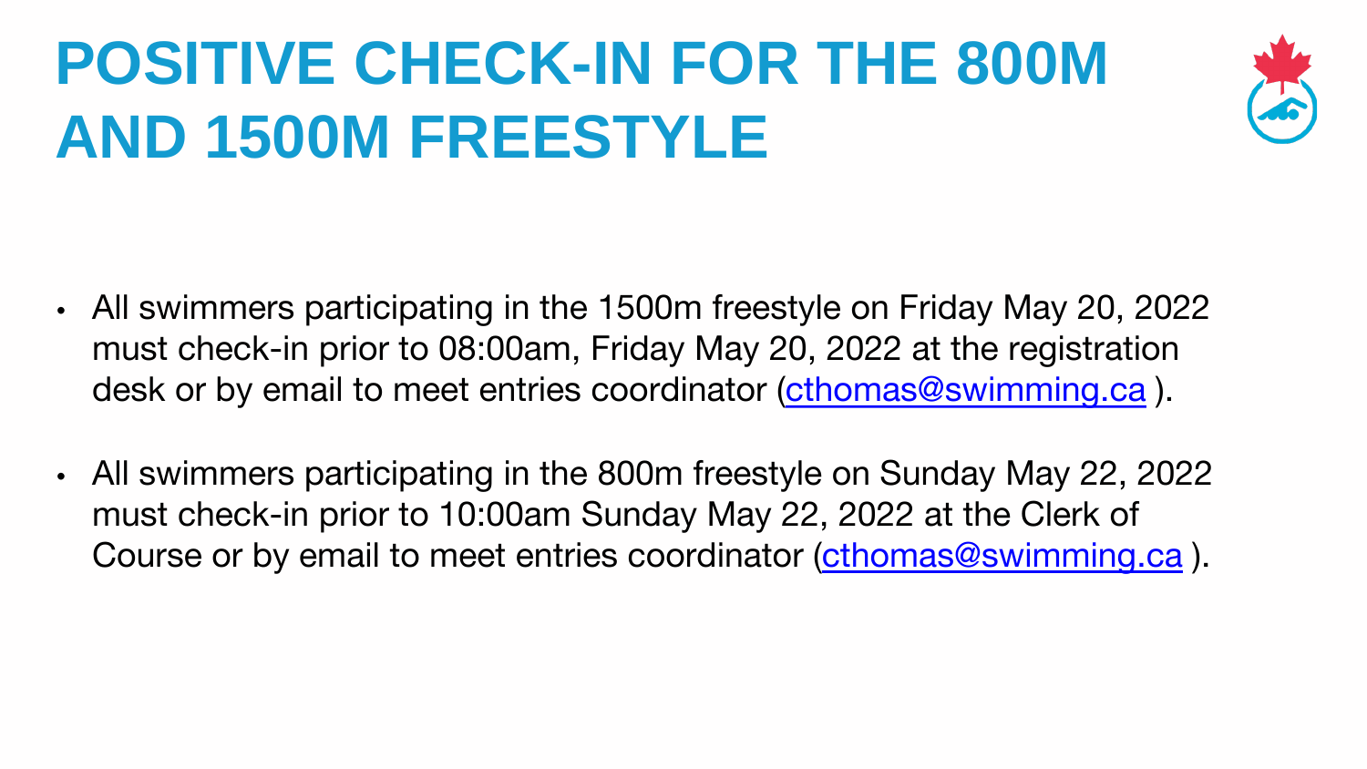# POSITIVE CHECK-IN FOR THE 800M AND 1500M FREESTYLE

- All swimmers participating in the 1500m freestyle on Friday May 20, 2022 must check-in prior to 08:00am, Friday May 20, 2022 at the registration desk or by email to meet entries coordinator (cthomas@swimming.ca ).

- All swimmers participating in the 800m freestyle on Sunday May 22, 2022 must check-in prior to 10:00am Sunday May 22, 2022 at the Clerk of Course or by email to meet entries coordinator (cthomas@swimming.ca ).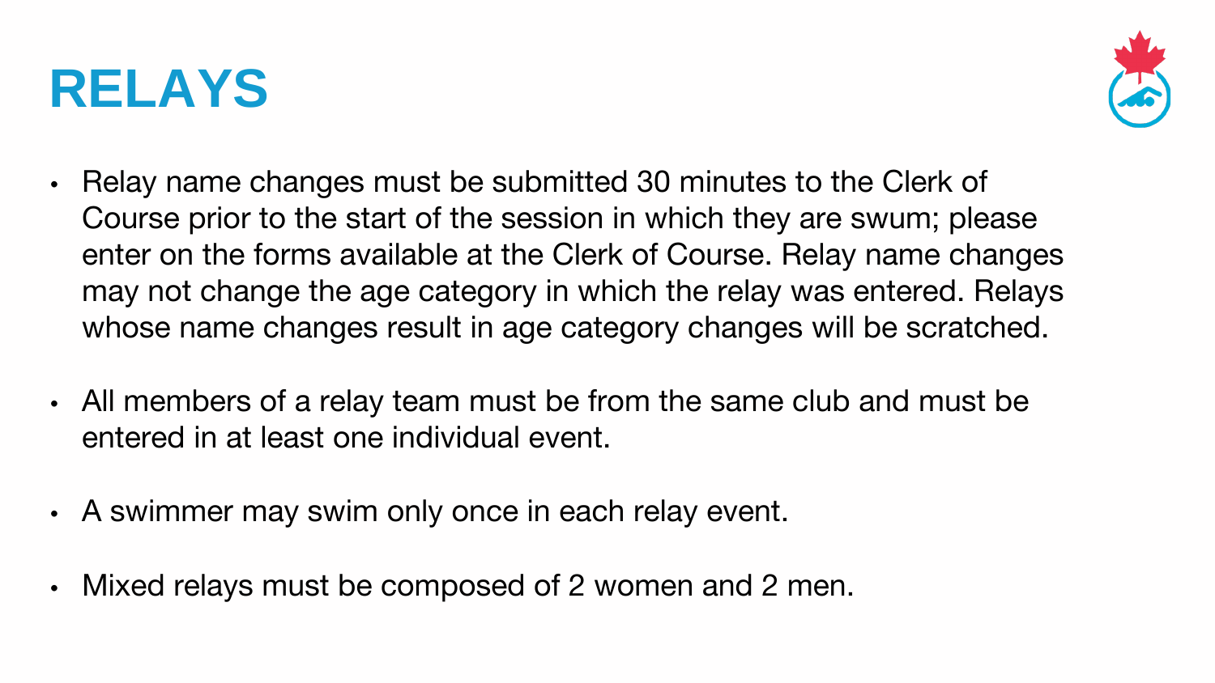# RELAYS

- Relay name changes must be submitted 30 minutes to the Clerk of Course prior to the start of the session in which they are swum; please enter on the forms available at the Clerk of Course. Relay name changes may not change the age category in which the relay was entered. Relays whose name changes result in age category changes will be scratched.

- All members of a relay team must be from the same club and must be entered in at least one individual event.

- A swimmer may swim only once in each relay event.

- Mixed relays must be composed of 2 women and 2 men.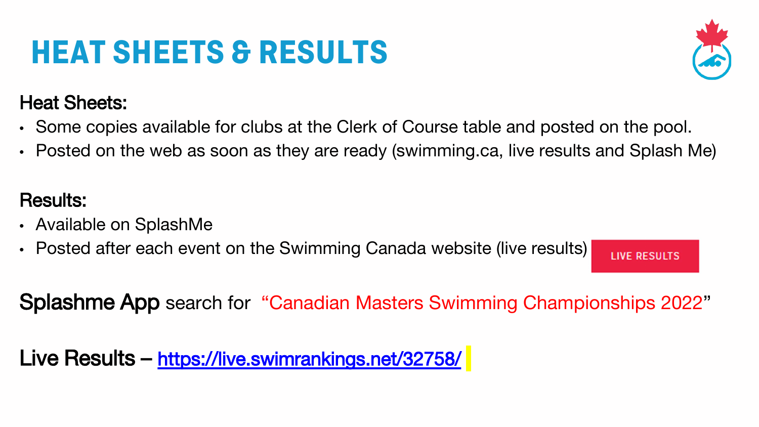# HEAT SHEETS & RESULTS

**Heat Sheets:**

- Some copies available for clubs at the Clerk of Course table and posted on the pool.
- Posted on the web as soon as they are ready (swimming.ca, live results and Splash Me)

**Results:**

- Available on SplashMe
- Posted after each event on the Swimming Canada website (live results) LIVE RESULTS

**Splashme App** search for "Canadian Masters Swimming Championships 2022"

**Live Results** – https://live.swimrankings.net/32758/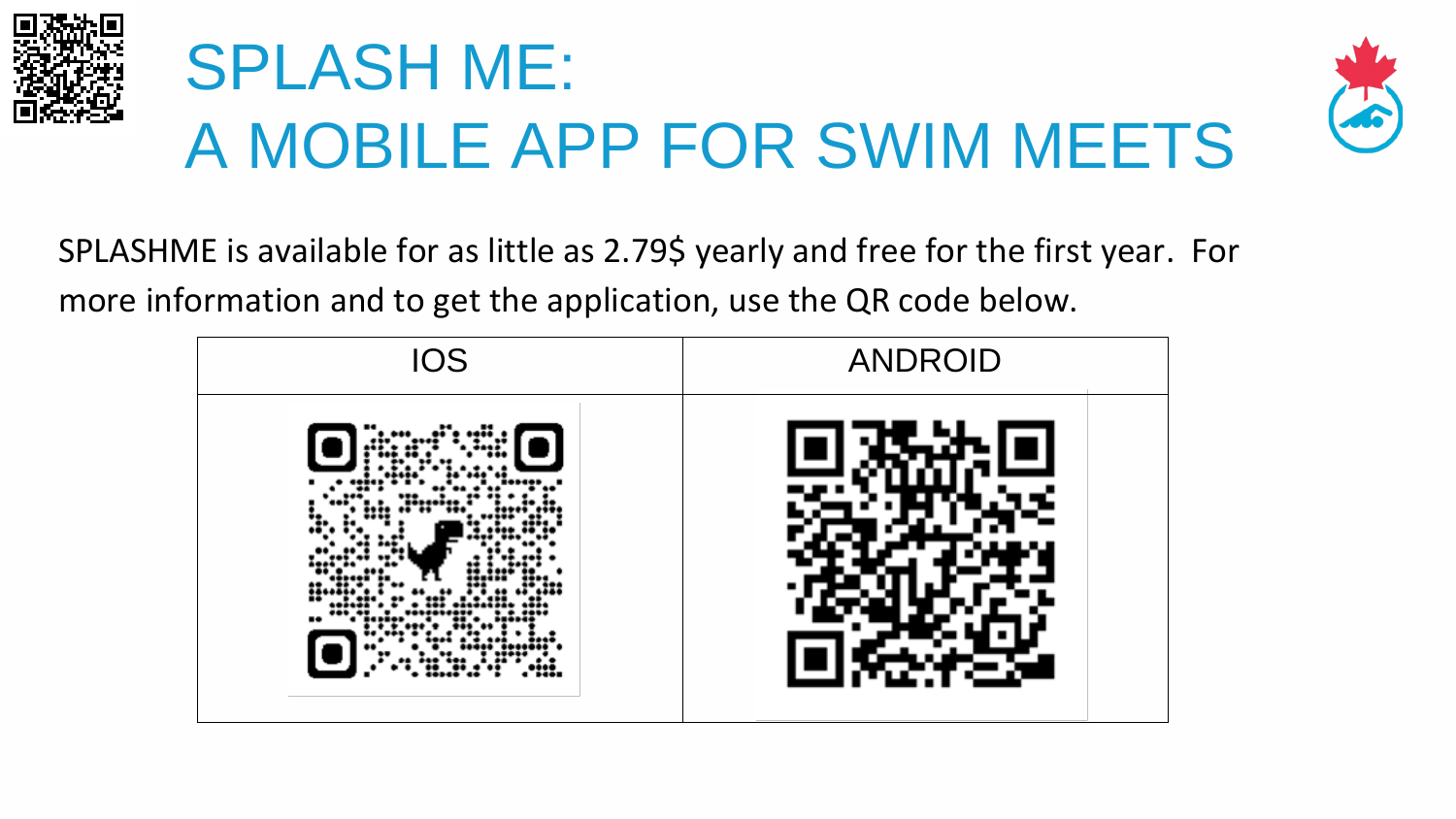# SPLASH ME: A MOBILE APP FOR SWIM MEETS

SPLASHME is available for as little as 2.79$ yearly and free for the first year. For more information and to get the application, use the QR code below.

| IOS | ANDROID |
| --- | --- |
| | |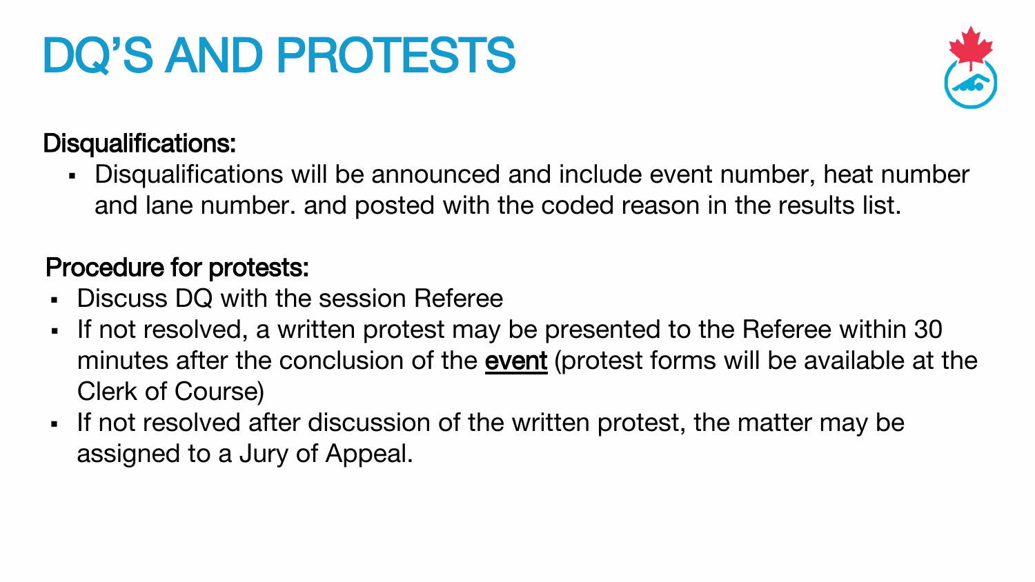# DQ'S AND PROTESTS

**Disqualifications:**

- Disqualifications will be announced and include event number, heat number and lane number. and posted with the coded reason in the results list.

**Procedure for protests:**

- Discuss DQ with the session Referee
- If not resolved, a written protest may be presented to the Referee within 30 minutes after the conclusion of the **event** (protest forms will be available at the Clerk of Course)
- If not resolved after discussion of the written protest, the matter may be assigned to a Jury of Appeal.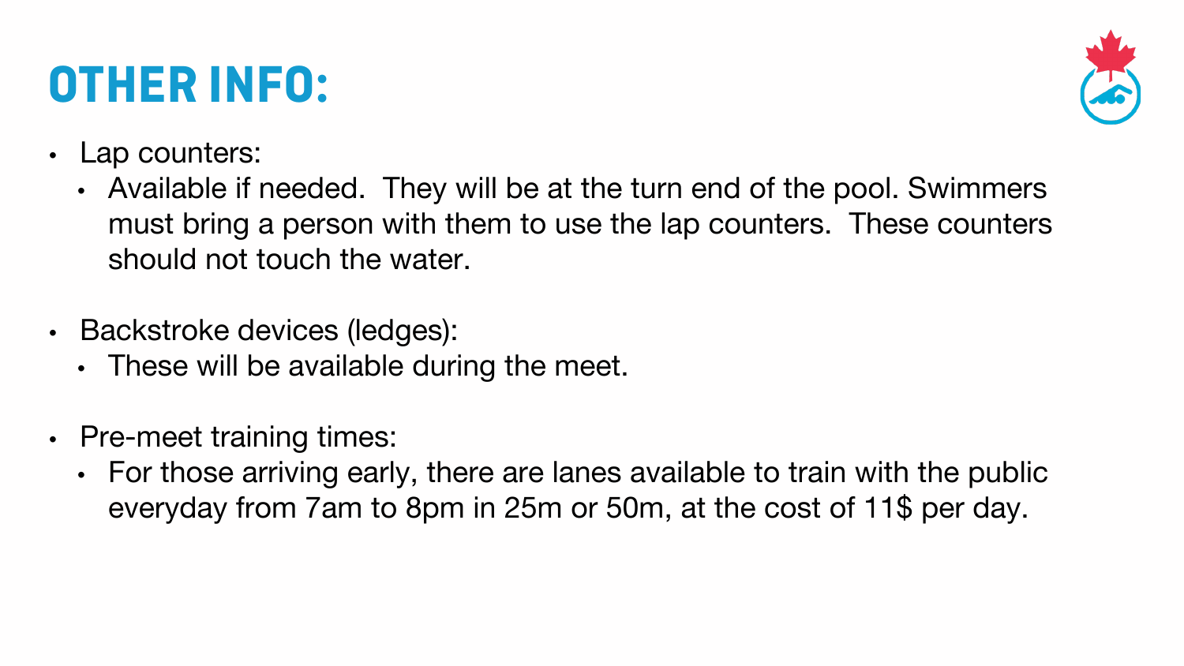# OTHER INFO:

- Lap counters:
  - Available if needed.  They will be at the turn end of the pool. Swimmers must bring a person with them to use the lap counters.  These counters should not touch the water.

- Backstroke devices (ledges):
  - These will be available during the meet.

- Pre-meet training times:
  - For those arriving early, there are lanes available to train with the public everyday from 7am to 8pm in 25m or 50m, at the cost of 11$ per day.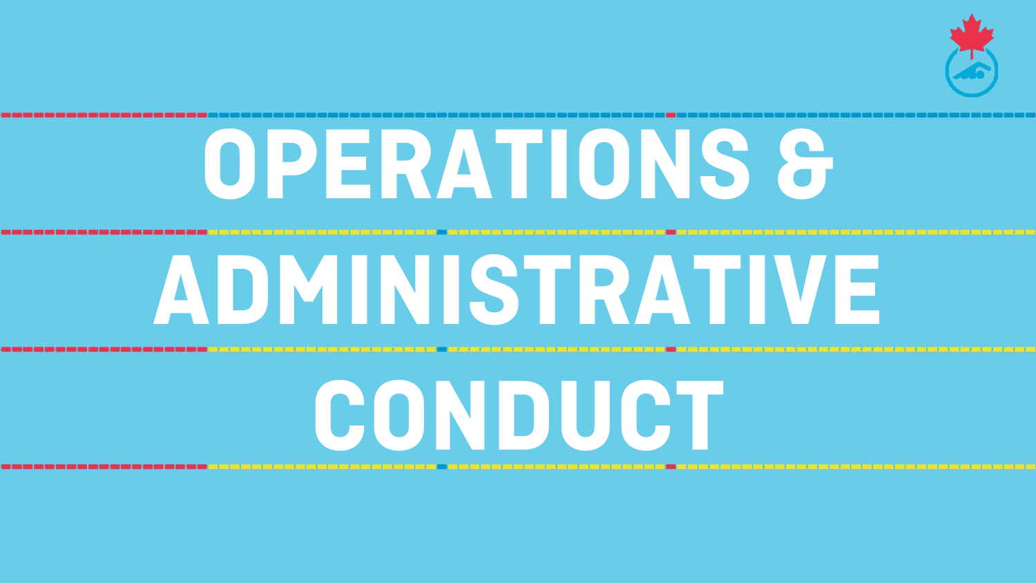# OPERATIONS & ADMINISTRATIVE CONDUCT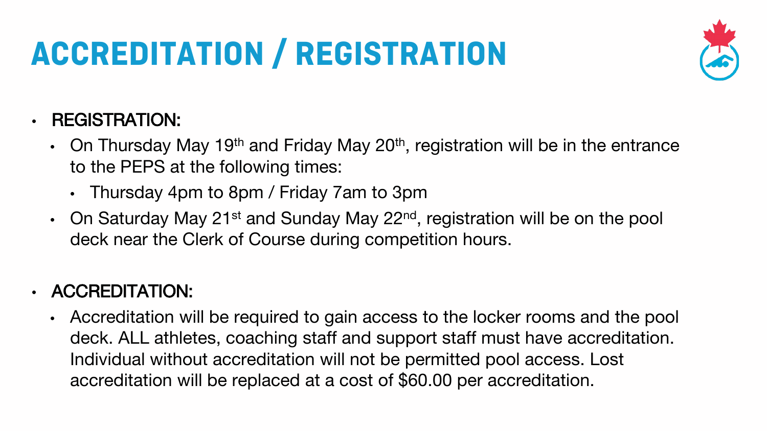# ACCREDITATION / REGISTRATION

- **REGISTRATION:**
  - On Thursday May 19th and Friday May 20th, registration will be in the entrance to the PEPS at the following times:
    - Thursday 4pm to 8pm / Friday 7am to 3pm
  - On Saturday May 21st and Sunday May 22nd, registration will be on the pool deck near the Clerk of Course during competition hours.

- **ACCREDITATION:**
  - Accreditation will be required to gain access to the locker rooms and the pool deck. ALL athletes, coaching staff and support staff must have accreditation. Individual without accreditation will not be permitted pool access. Lost accreditation will be replaced at a cost of $60.00 per accreditation.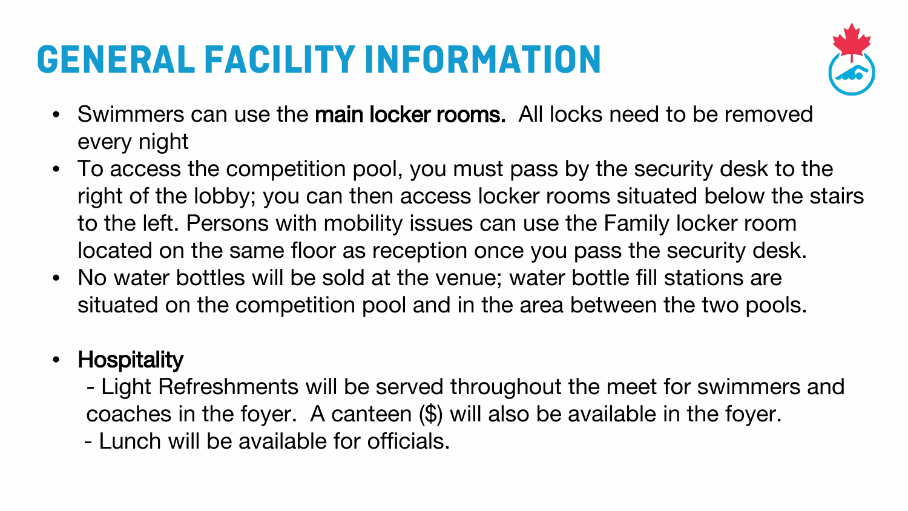# GENERAL FACILITY INFORMATION

- Swimmers can use the **main locker rooms.** All locks need to be removed every night
- To access the competition pool, you must pass by the security desk to the right of the lobby; you can then access locker rooms situated below the stairs to the left. Persons with mobility issues can use the Family locker room located on the same floor as reception once you pass the security desk.
- No water bottles will be sold at the venue; water bottle fill stations are situated on the competition pool and in the area between the two pools.

- **Hospitality**
  - Light Refreshments will be served throughout the meet for swimmers and coaches in the foyer. A canteen ($) will also be available in the foyer.
  - Lunch will be available for officials.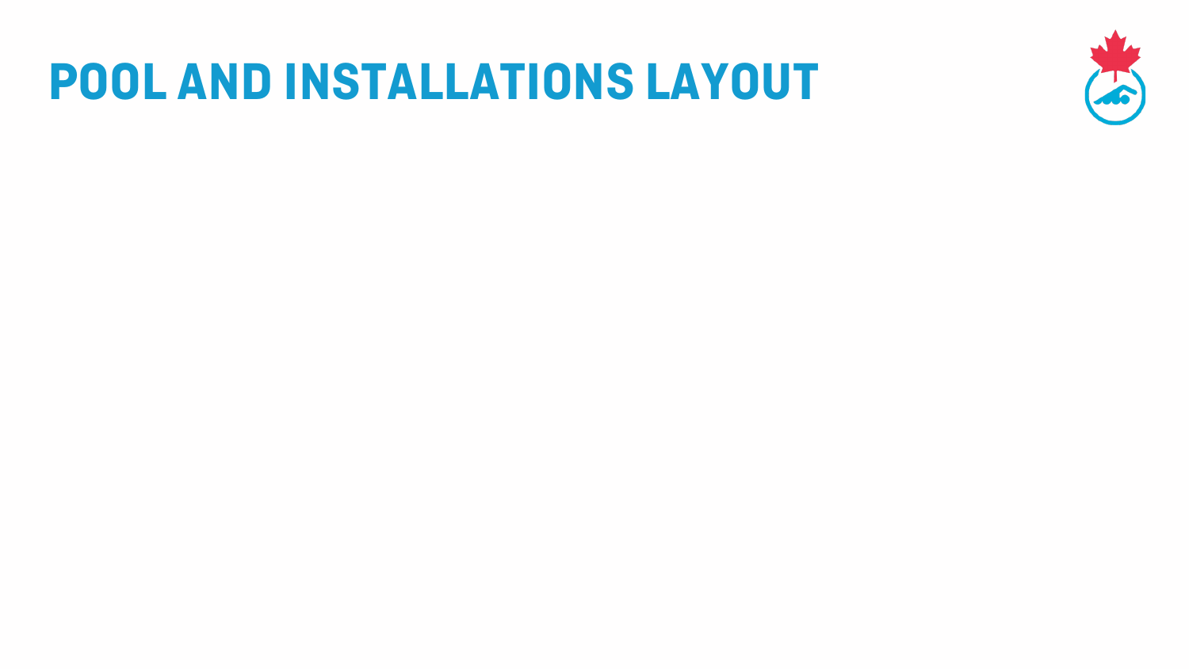# POOL AND INSTALLATIONS LAYOUT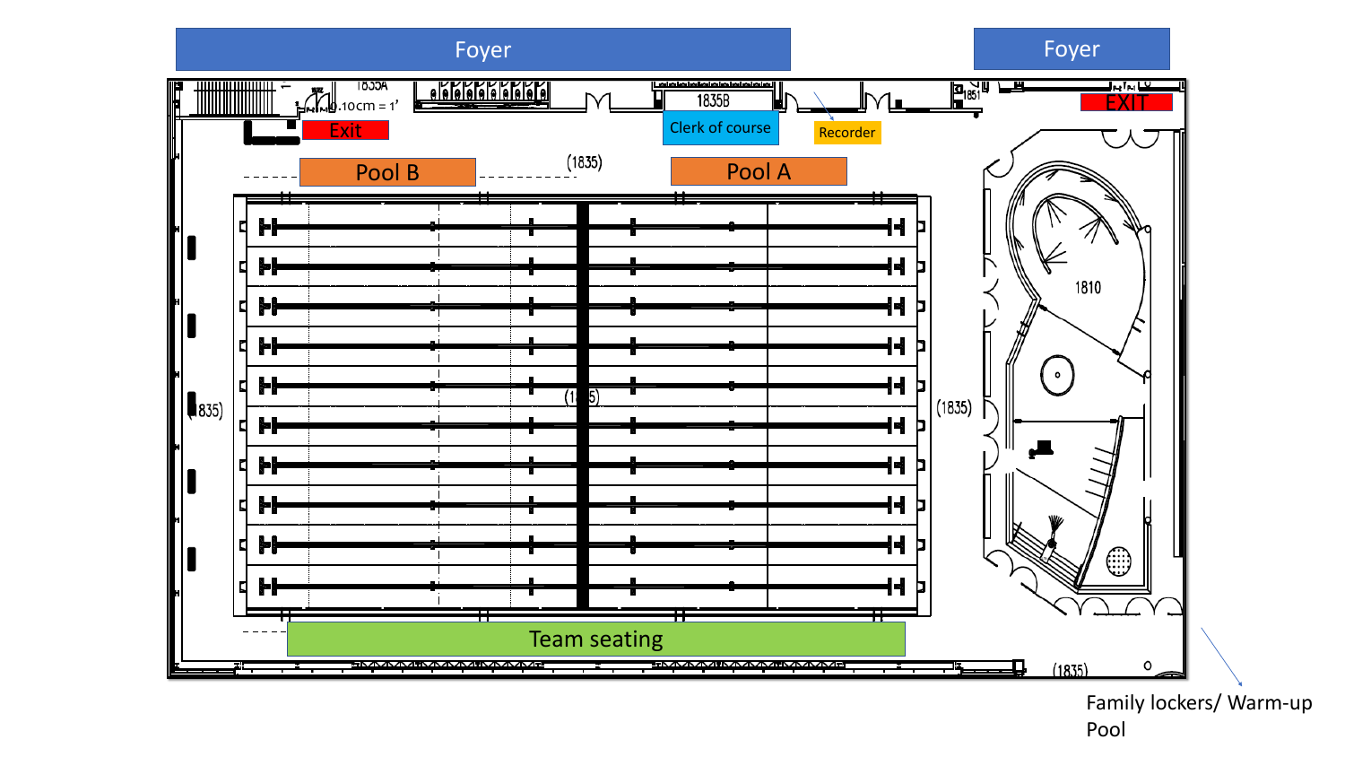Foyer

Foyer

Exit

EXIT

Clerk of course

Recorder

Pool B

Pool A

Team seating

Family lockers/ Warm-up Pool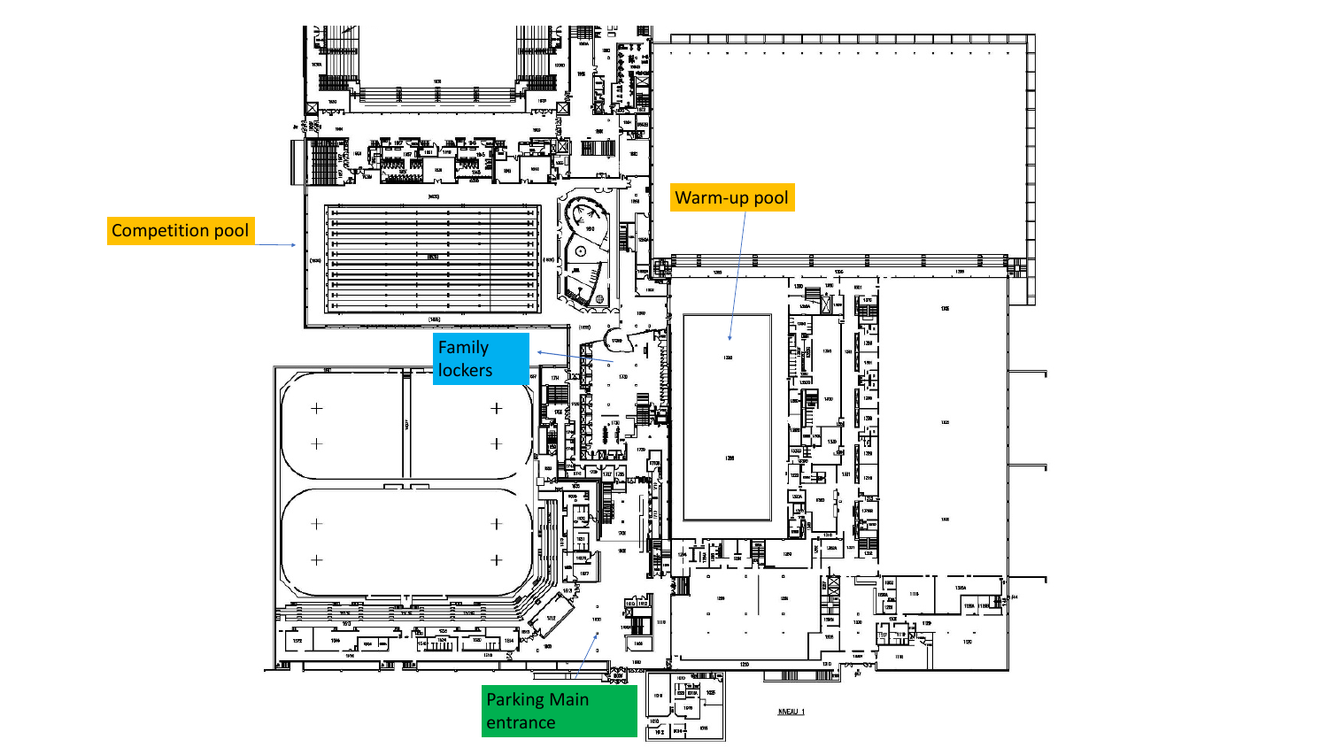Competition pool

Warm-up pool

Family lockers

Parking Main entrance

NIVEAU 1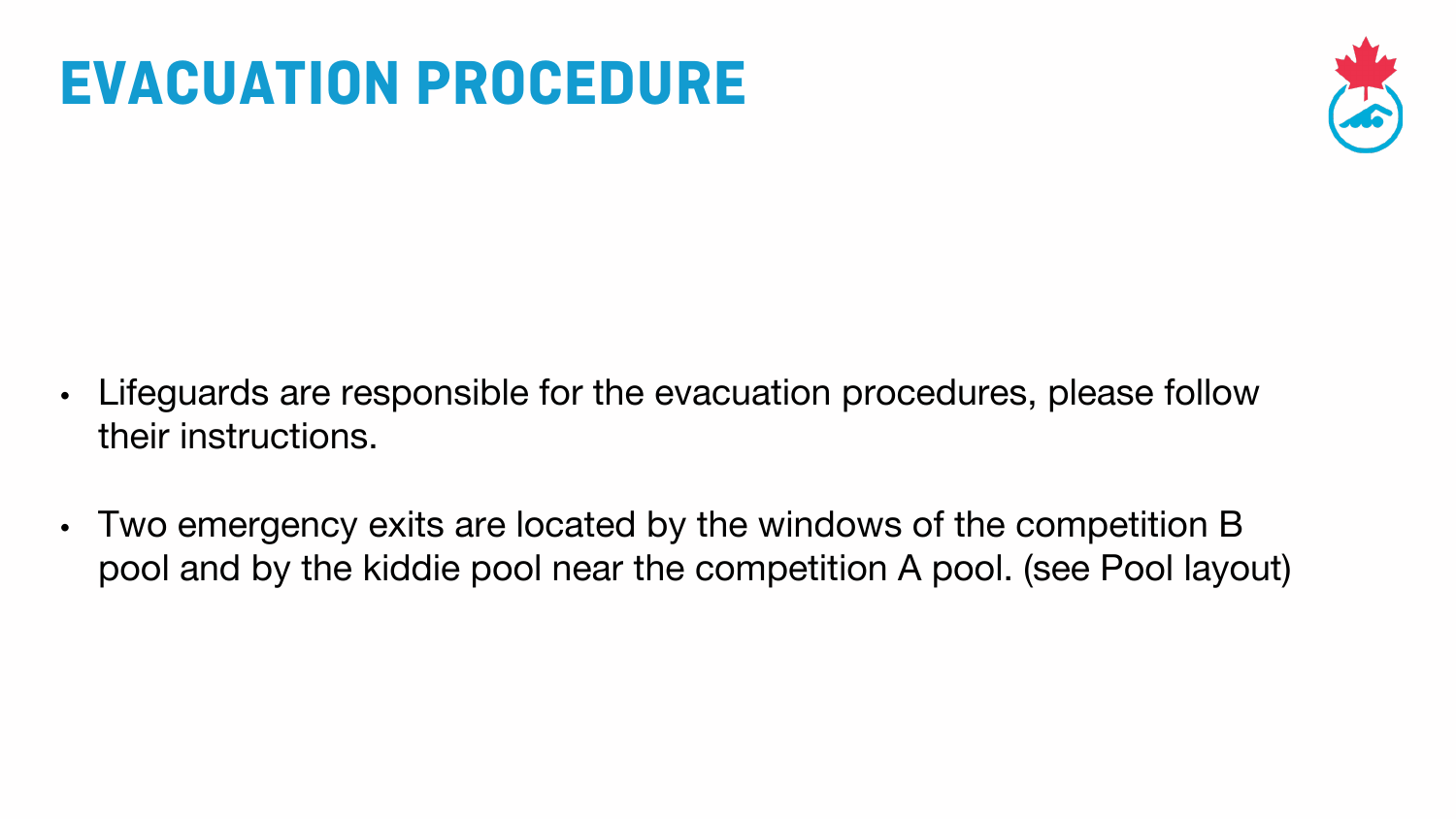# EVACUATION PROCEDURE

- Lifeguards are responsible for the evacuation procedures, please follow their instructions.
- Two emergency exits are located by the windows of the competition B pool and by the kiddie pool near the competition A pool. (see Pool layout)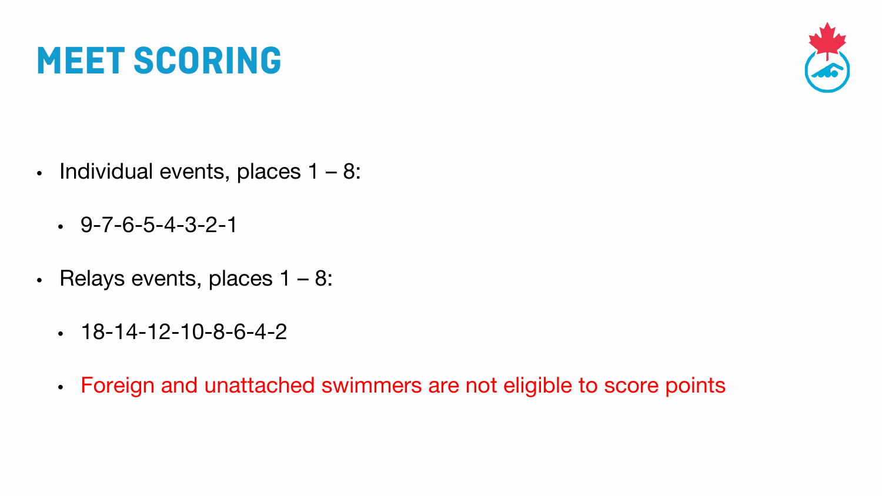# MEET SCORING

- Individual events, places 1 – 8:
  - 9-7-6-5-4-3-2-1
- Relays events, places 1 – 8:
  - 18-14-12-10-8-6-4-2
  - Foreign and unattached swimmers are not eligible to score points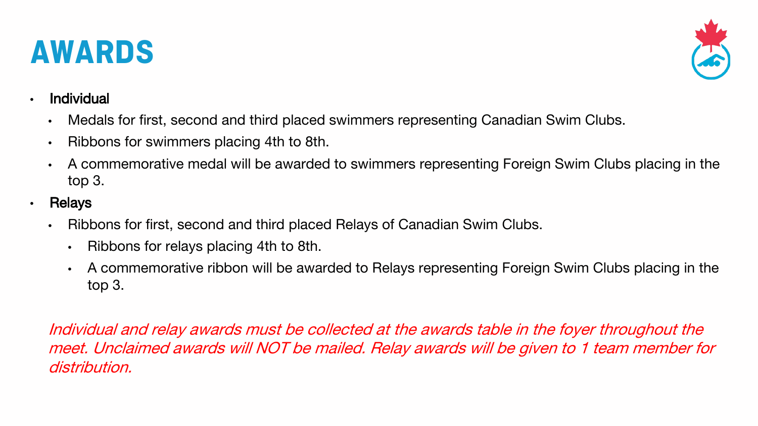# AWARDS

- **Individual**
  - Medals for first, second and third placed swimmers representing Canadian Swim Clubs.
  - Ribbons for swimmers placing 4th to 8th.
  - A commemorative medal will be awarded to swimmers representing Foreign Swim Clubs placing in the top 3.
- **Relays**
  - Ribbons for first, second and third placed Relays of Canadian Swim Clubs.
    - Ribbons for relays placing 4th to 8th.
    - A commemorative ribbon will be awarded to Relays representing Foreign Swim Clubs placing in the top 3.

*Individual and relay awards must be collected at the awards table in the foyer throughout the meet. Unclaimed awards will NOT be mailed. Relay awards will be given to 1 team member for distribution.*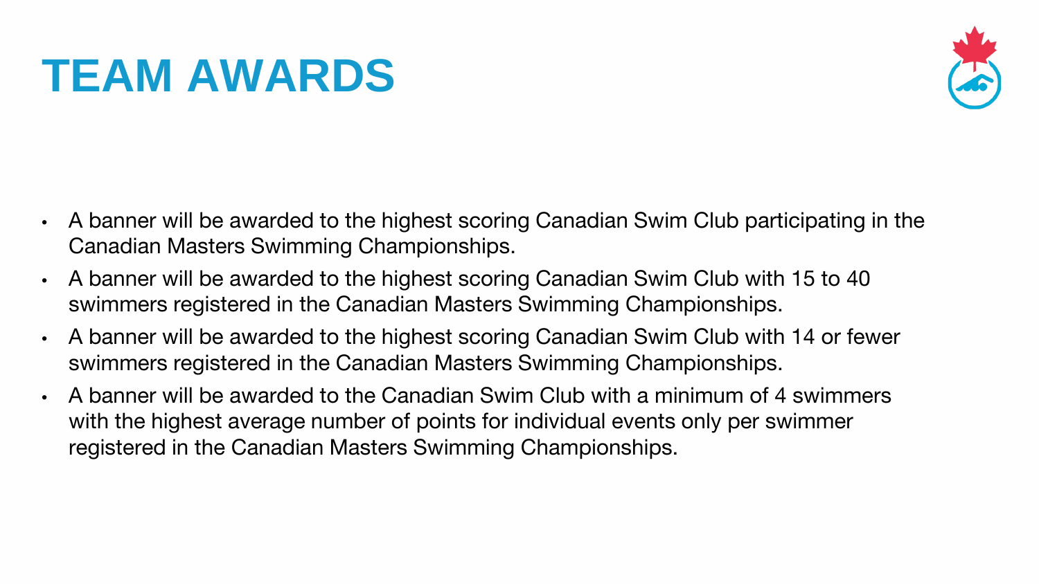# TEAM AWARDS

- A banner will be awarded to the highest scoring Canadian Swim Club participating in the Canadian Masters Swimming Championships.
- A banner will be awarded to the highest scoring Canadian Swim Club with 15 to 40 swimmers registered in the Canadian Masters Swimming Championships.
- A banner will be awarded to the highest scoring Canadian Swim Club with 14 or fewer swimmers registered in the Canadian Masters Swimming Championships.
- A banner will be awarded to the Canadian Swim Club with a minimum of 4 swimmers with the highest average number of points for individual events only per swimmer registered in the Canadian Masters Swimming Championships.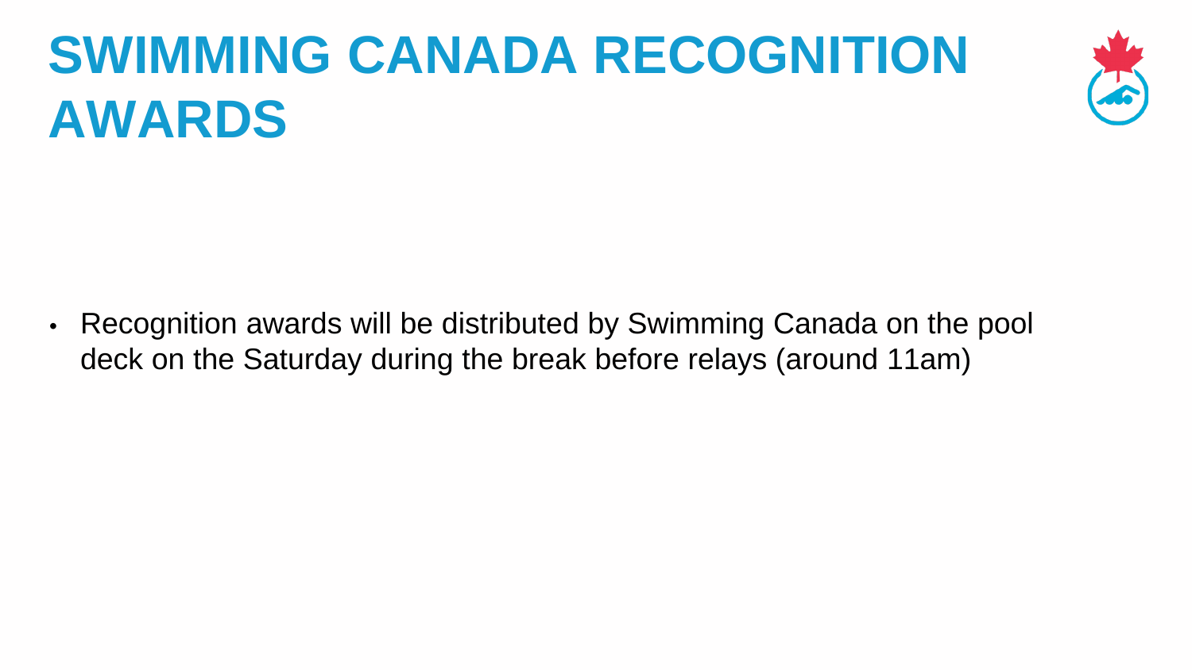# SWIMMING CANADA RECOGNITION AWARDS

- Recognition awards will be distributed by Swimming Canada on the pool deck on the Saturday during the break before relays (around 11am)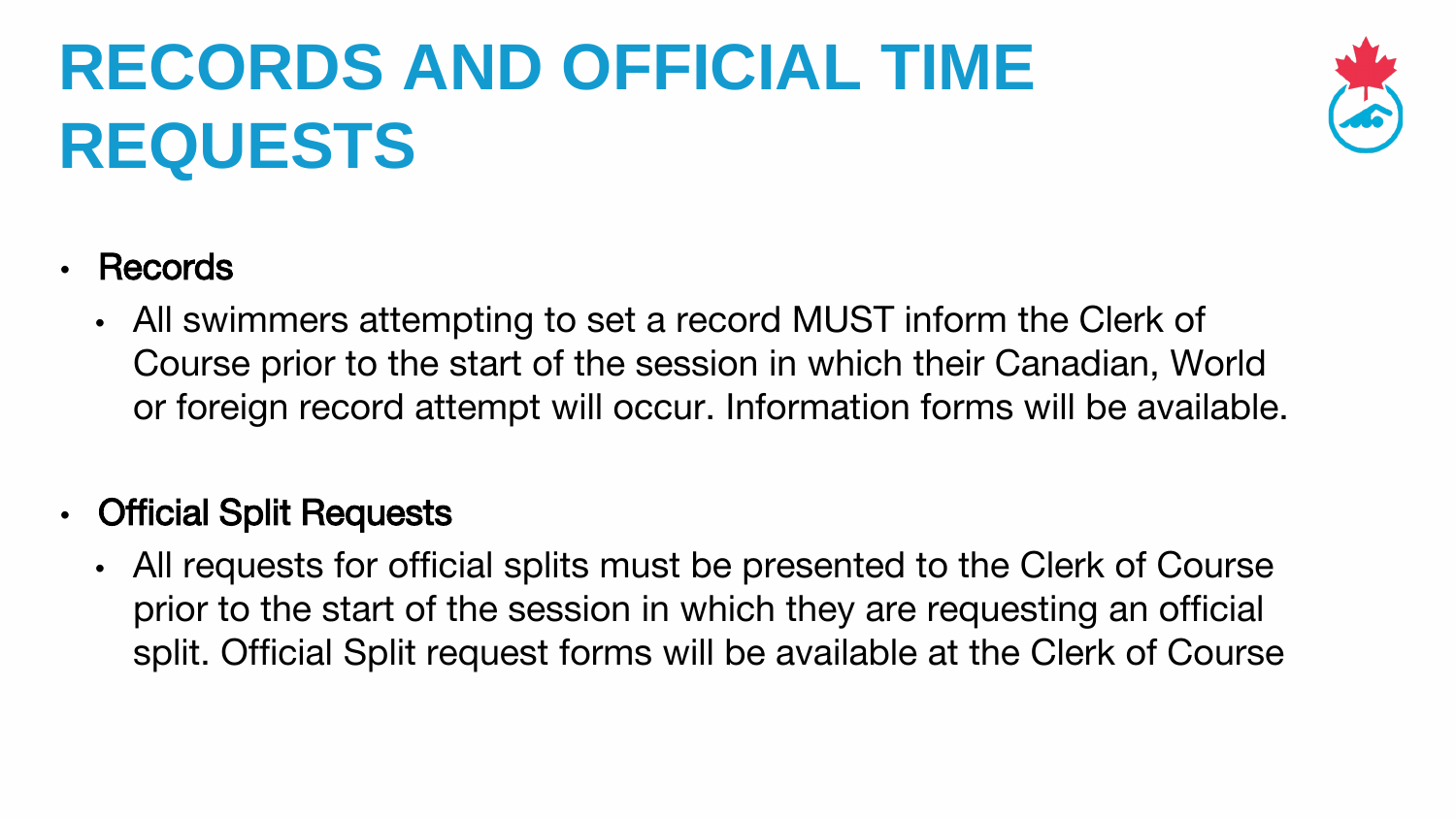# RECORDS AND OFFICIAL TIME REQUESTS

- Records
  - All swimmers attempting to set a record MUST inform the Clerk of Course prior to the start of the session in which their Canadian, World or foreign record attempt will occur. Information forms will be available.

- Official Split Requests
  - All requests for official splits must be presented to the Clerk of Course prior to the start of the session in which they are requesting an official split. Official Split request forms will be available at the Clerk of Course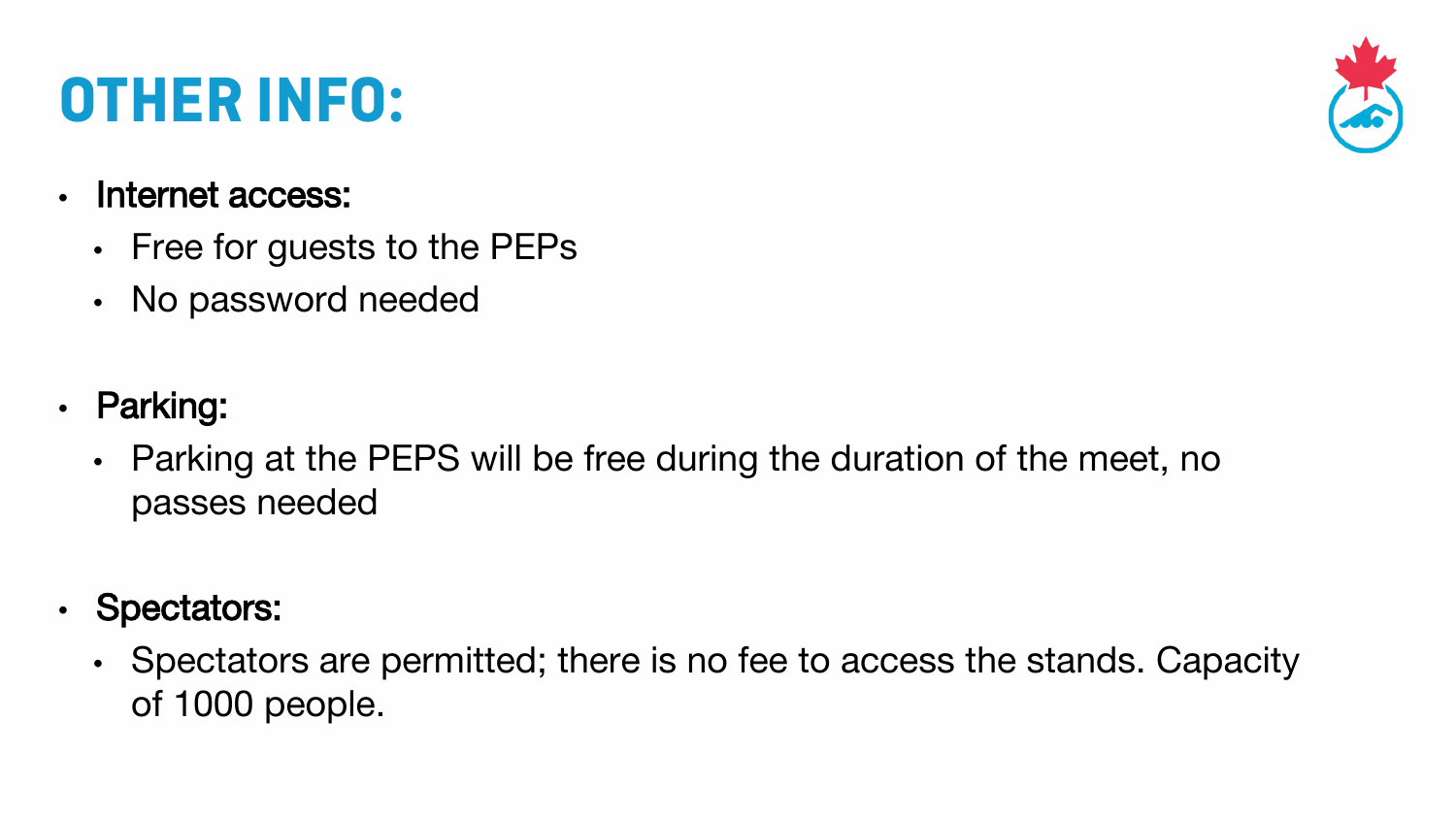# OTHER INFO:

- **Internet access:**
  - Free for guests to the PEPs
  - No password needed

- **Parking:**
  - Parking at the PEPS will be free during the duration of the meet, no passes needed

- **Spectators:**
  - Spectators are permitted; there is no fee to access the stands. Capacity of 1000 people.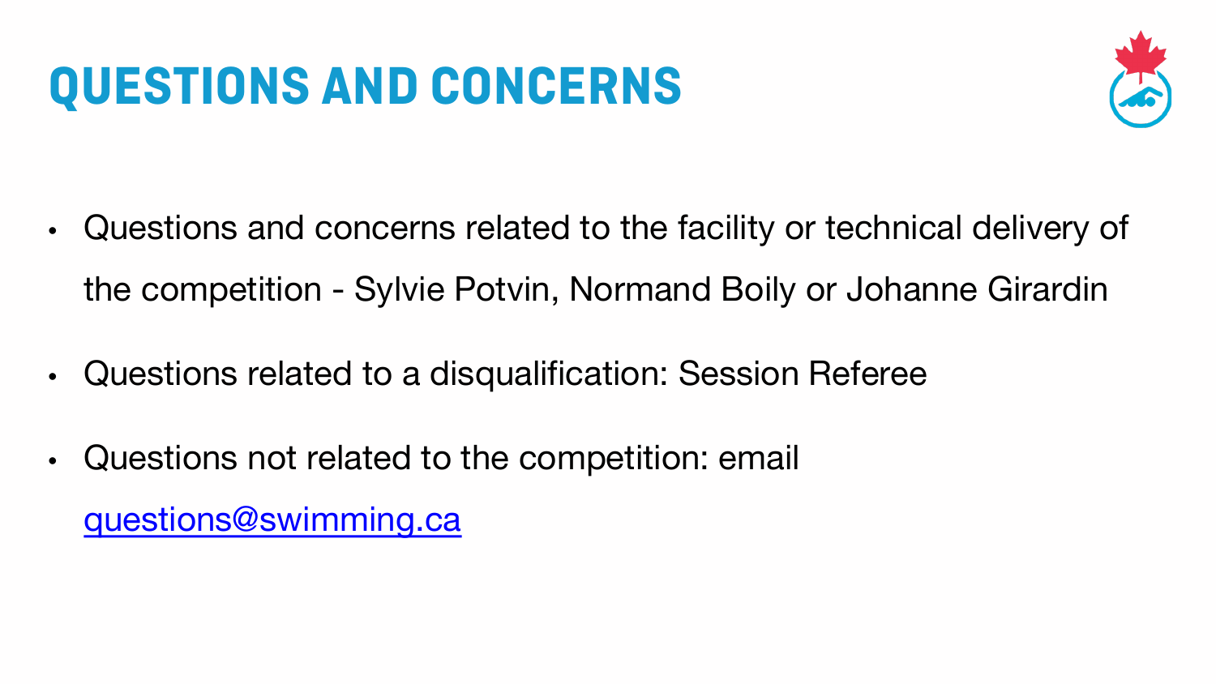# QUESTIONS AND CONCERNS

- Questions and concerns related to the facility or technical delivery of the competition - Sylvie Potvin, Normand Boily or Johanne Girardin
- Questions related to a disqualification: Session Referee
- Questions not related to the competition: email questions@swimming.ca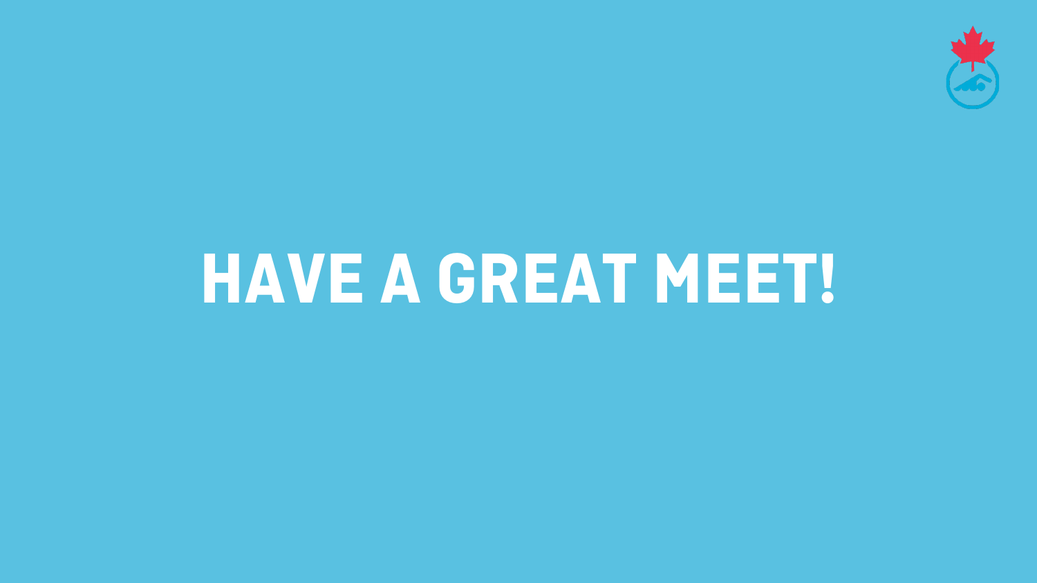# HAVE A GREAT MEET!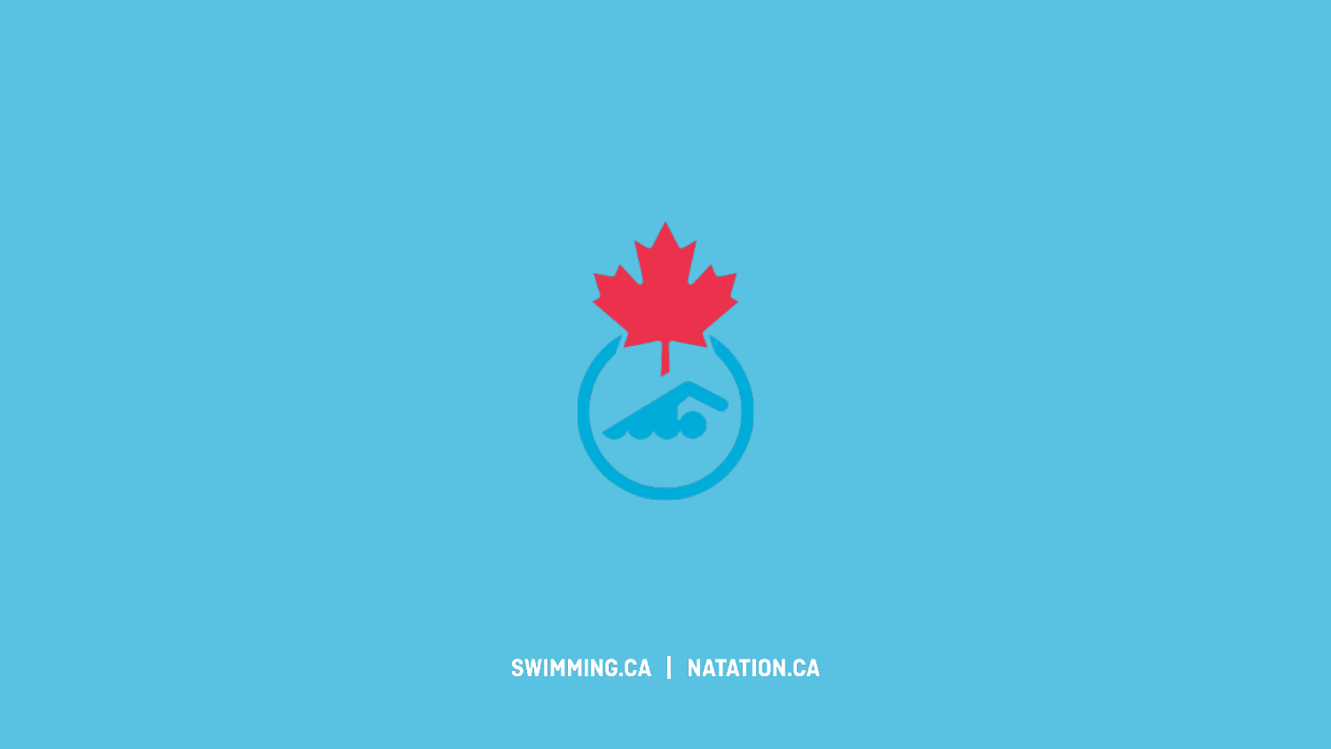SWIMMING.CA | NATATION.CA